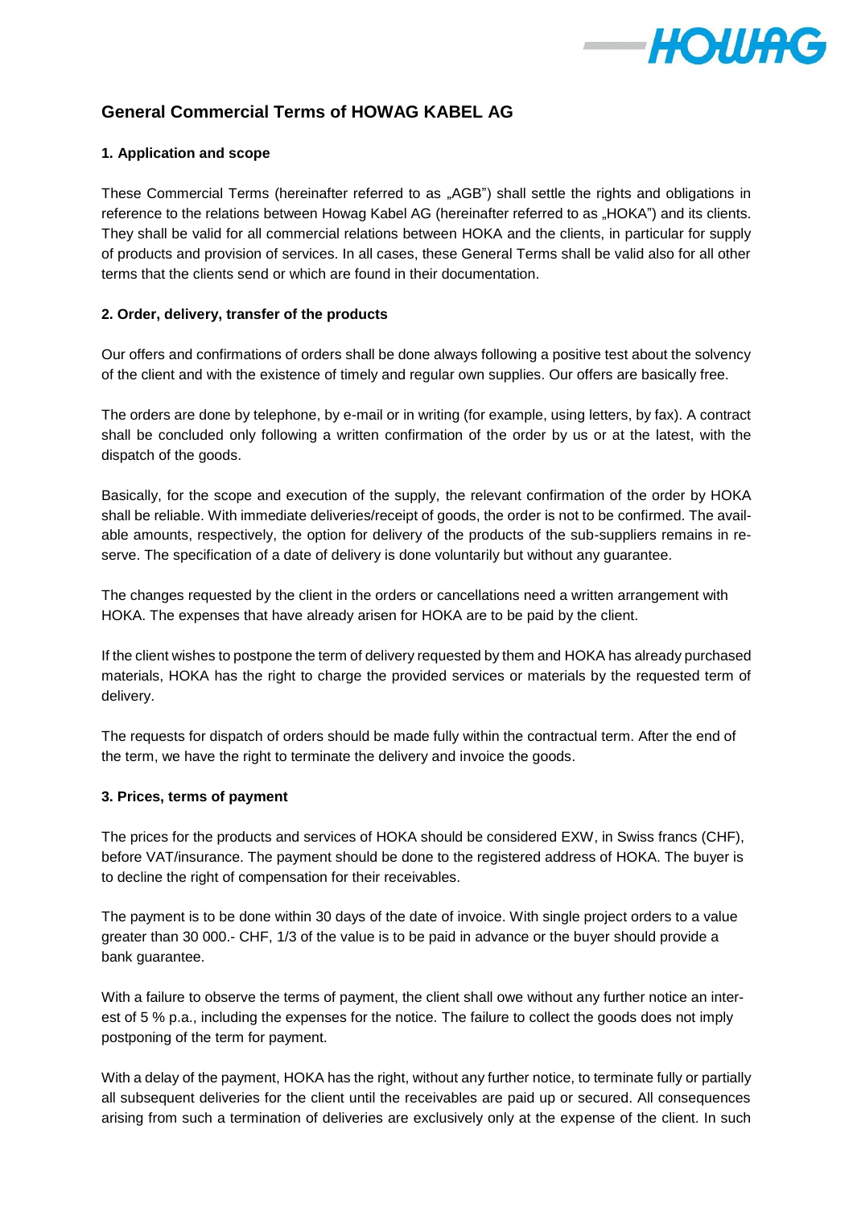## General Commercial Terms of HOWAG KABEL AG

### 1. Application and scope

These Commercial Terms (hereinafter referred to as „AGB") shall settle the rights and obligations in reference to the relations between Howag Kabel AG (hereinafter referred to as „HOKA") and its clients. They shall be valid for all commercial relations between HOKA and the clients, in particular for supply of products and provision of services. In all cases, these General Terms shall be valid also for all other terms that the clients send or which are found in their documentation.

### 2. Order, delivery, transfer of the products

Our offers and confirmations of orders shall be done always following a positive test about the solvency of the client and with the existence of timely and regular own supplies. Our offers are basically free.

The orders are done by telephone, by e-mail or in writing (for example, using letters, by fax). A contract shall be concluded only following a written confirmation of the order by us or at the latest, with the dispatch of the goods.

Basically, for the scope and execution of the supply, the relevant confirmation of the order by HOKA shall be reliable. With immediate deliveries/receipt of goods, the order is not to be confirmed. The available amounts, respectively, the option for delivery of the products of the sub-suppliers remains in reserve. The specification of a date of delivery is done voluntarily but without any guarantee.

The changes requested by the client in the orders or cancellations need a written arrangement with HOKA. The expenses that have already arisen for HOKA are to be paid by the client.

If the client wishes to postpone the term of delivery requested by them and HOKA has already purchased materials, HOKA has the right to charge the provided services or materials by the requested term of delivery.

The requests for dispatch of orders should be made fully within the contractual term. After the end of the term, we have the right to terminate the delivery and invoice the goods.

### 3. Prices, terms of payment

The prices for the products and services of HOKA should be considered EXW, in Swiss francs (CHF), before VAT/insurance. The payment should be done to the registered address of HOKA. The buyer is to decline the right of compensation for their receivables.

The payment is to be done within 30 days of the date of invoice. With single project orders to a value greater than 30 000.- CHF, 1/3 of the value is to be paid in advance or the buyer should provide a bank guarantee.

With a failure to observe the terms of payment, the client shall owe without any further notice an interest of 5 % p.a., including the expenses for the notice. The failure to collect the goods does not imply postponing of the term for payment.

With a delay of the payment, HOKA has the right, without any further notice, to terminate fully or partially all subsequent deliveries for the client until the receivables are paid up or secured. All consequences arising from such a termination of deliveries are exclusively only at the expense of the client. In such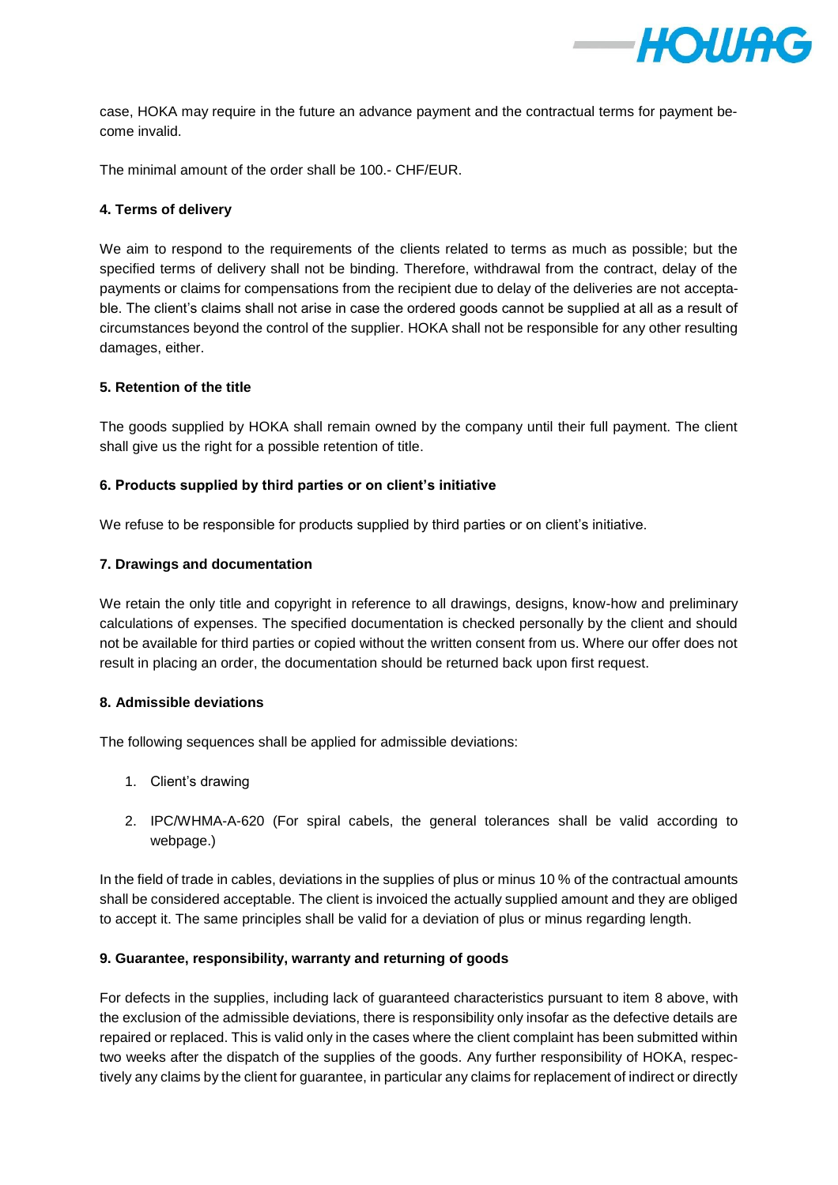case, HOKA may require in the future an advance payment and the contractual terms for payment become invalid.

The minimal amount of the order shall be 100.- CHF/EUR.

**4. Terms of delivery**

We aim to respond to the requirements of the clients related to terms as much as possible; but the specified terms of delivery shall not be binding. Therefore, withdrawal from the contract, delay of the payments or claims for compensations from the recipient due to delay of the deliveries are not acceptable. The client's claims shall not arise in case the ordered goods cannot be supplied at all as a result of circumstances beyond the control of the supplier. HOKA shall not be responsible for any other resulting damages, either.

**5. Retention of the title**

The goods supplied by HOKA shall remain owned by the company until their full payment. The client shall give us the right for a possible retention of title.

**6. Products supplied by third parties or on client's initiative**

We refuse to be responsible for products supplied by third parties or on client's initiative.

**7. Drawings and documentation**

We retain the only title and copyright in reference to all drawings, designs, know-how and preliminary calculations of expenses. The specified documentation is checked personally by the client and should not be available for third parties or copied without the written consent from us. Where our offer does not result in placing an order, the documentation should be returned back upon first request.

**8. Admissible deviations**

The following sequences shall be applied for admissible deviations:

1. Client's drawing
2. IPC/WHMA-A-620 (For spiral cabels, the general tolerances shall be valid according to webpage.)

In the field of trade in cables, deviations in the supplies of plus or minus 10 % of the contractual amounts shall be considered acceptable. The client is invoiced the actually supplied amount and they are obliged to accept it. The same principles shall be valid for a deviation of plus or minus regarding length.

**9. Guarantee, responsibility, warranty and returning of goods**

For defects in the supplies, including lack of guaranteed characteristics pursuant to item 8 above, with the exclusion of the admissible deviations, there is responsibility only insofar as the defective details are repaired or replaced. This is valid only in the cases where the client complaint has been submitted within two weeks after the dispatch of the supplies of the goods. Any further responsibility of HOKA, respectively any claims by the client for guarantee, in particular any claims for replacement of indirect or directly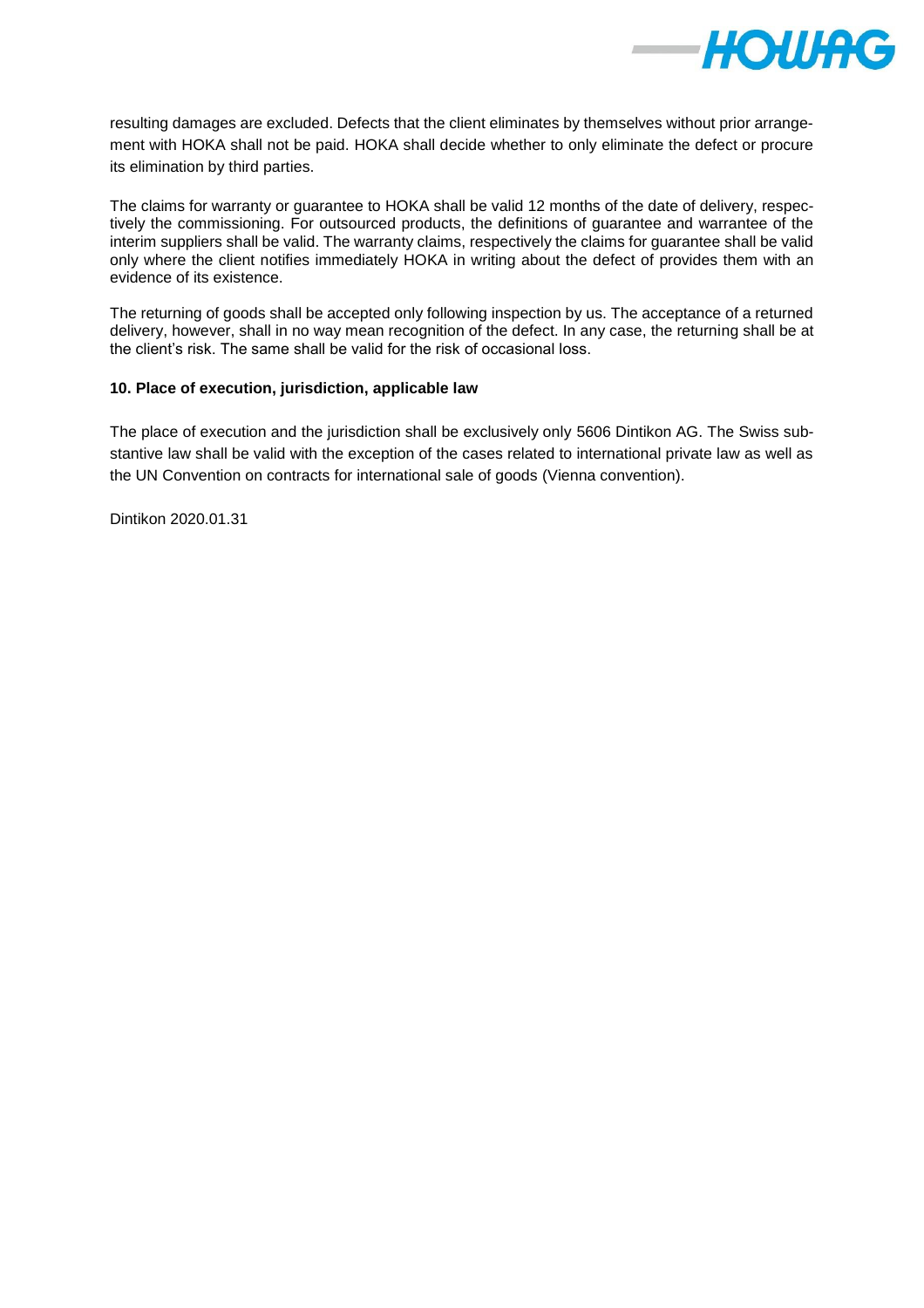resulting damages are excluded. Defects that the client eliminates by themselves without prior arrangement with HOKA shall not be paid. HOKA shall decide whether to only eliminate the defect or procure its elimination by third parties.

The claims for warranty or guarantee to HOKA shall be valid 12 months of the date of delivery, respectively the commissioning. For outsourced products, the definitions of guarantee and warrantee of the interim suppliers shall be valid. The warranty claims, respectively the claims for guarantee shall be valid only where the client notifies immediately HOKA in writing about the defect of provides them with an evidence of its existence.

The returning of goods shall be accepted only following inspection by us. The acceptance of a returned delivery, however, shall in no way mean recognition of the defect. In any case, the returning shall be at the client's risk. The same shall be valid for the risk of occasional loss.

**10. Place of execution, jurisdiction, applicable law**

The place of execution and the jurisdiction shall be exclusively only 5606 Dintikon AG. The Swiss substantive law shall be valid with the exception of the cases related to international private law as well as the UN Convention on contracts for international sale of goods (Vienna convention).

Dintikon 2020.01.31